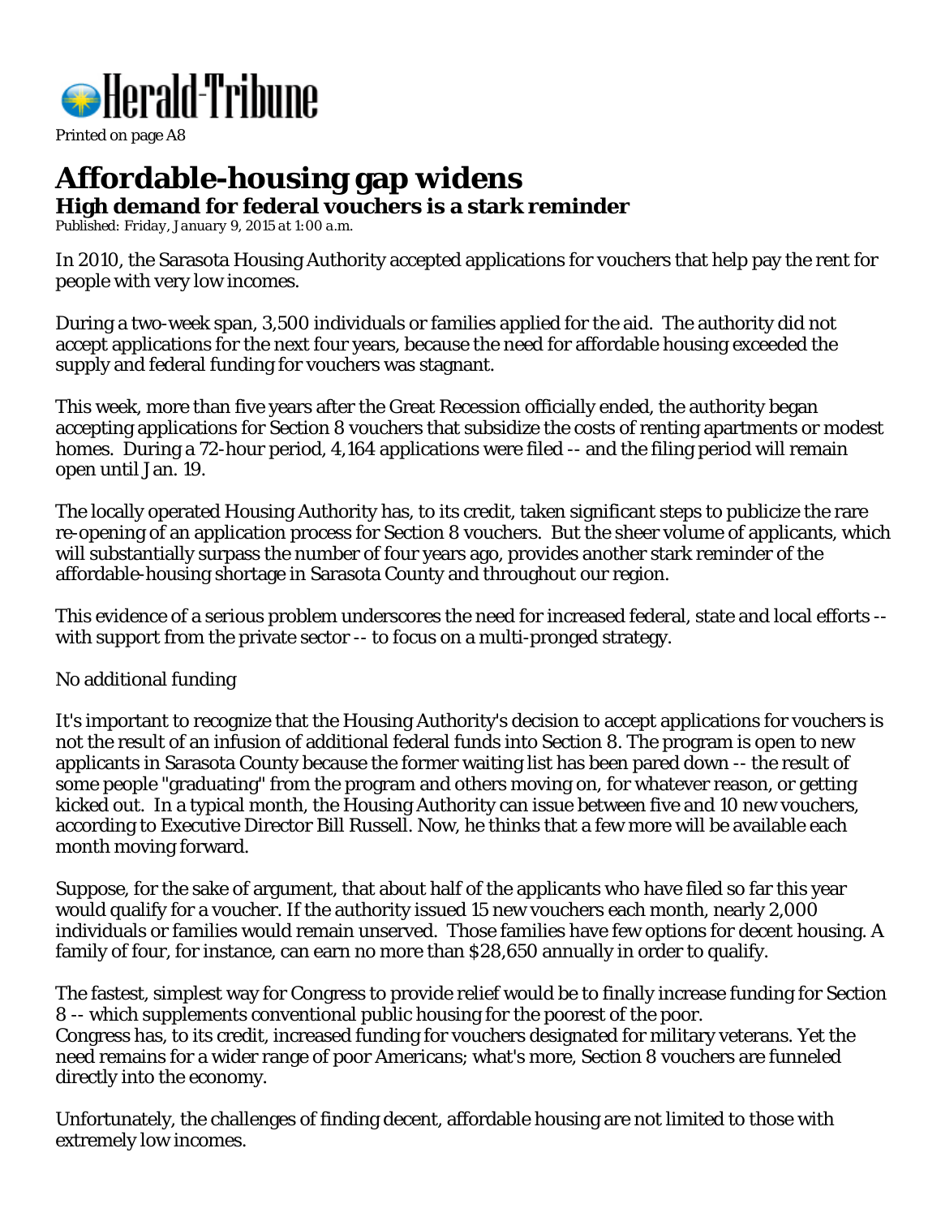Herald-Tribune

Printed on page A8

# Affordable-housing gap widens

## High demand for federal vouchers is a stark reminder

*Published: Friday, January 9, 2015 at 1:00 a.m.*

In 2010, the Sarasota Housing Authority accepted applications for vouchers that help pay the rent for people with very low incomes.

During a two-week span, 3,500 individuals or families applied for the aid. The authority did not accept applications for the next four years, because the need for affordable housing exceeded the supply and federal funding for vouchers was stagnant.

This week, more than five years after the Great Recession officially ended, the authority began accepting applications for Section 8 vouchers that subsidize the costs of renting apartments or modest homes. During a 72-hour period, 4,164 applications were filed -- and the filing period will remain open until Jan. 19.

The locally operated Housing Authority has, to its credit, taken significant steps to publicize the rare re-opening of an application process for Section 8 vouchers. But the sheer volume of applicants, which will substantially surpass the number of four years ago, provides another stark reminder of the affordable-housing shortage in Sarasota County and throughout our region.

This evidence of a serious problem underscores the need for increased federal, state and local efforts -- with support from the private sector -- to focus on a multi-pronged strategy.

No additional funding

It's important to recognize that the Housing Authority's decision to accept applications for vouchers is not the result of an infusion of additional federal funds into Section 8. The program is open to new applicants in Sarasota County because the former waiting list has been pared down -- the result of some people "graduating" from the program and others moving on, for whatever reason, or getting kicked out. In a typical month, the Housing Authority can issue between five and 10 new vouchers, according to Executive Director Bill Russell. Now, he thinks that a few more will be available each month moving forward.

Suppose, for the sake of argument, that about half of the applicants who have filed so far this year would qualify for a voucher. If the authority issued 15 new vouchers each month, nearly 2,000 individuals or families would remain unserved. Those families have few options for decent housing. A family of four, for instance, can earn no more than $28,650 annually in order to qualify.

The fastest, simplest way for Congress to provide relief would be to finally increase funding for Section 8 -- which supplements conventional public housing for the poorest of the poor.
Congress has, to its credit, increased funding for vouchers designated for military veterans. Yet the need remains for a wider range of poor Americans; what's more, Section 8 vouchers are funneled directly into the economy.

Unfortunately, the challenges of finding decent, affordable housing are not limited to those with extremely low incomes.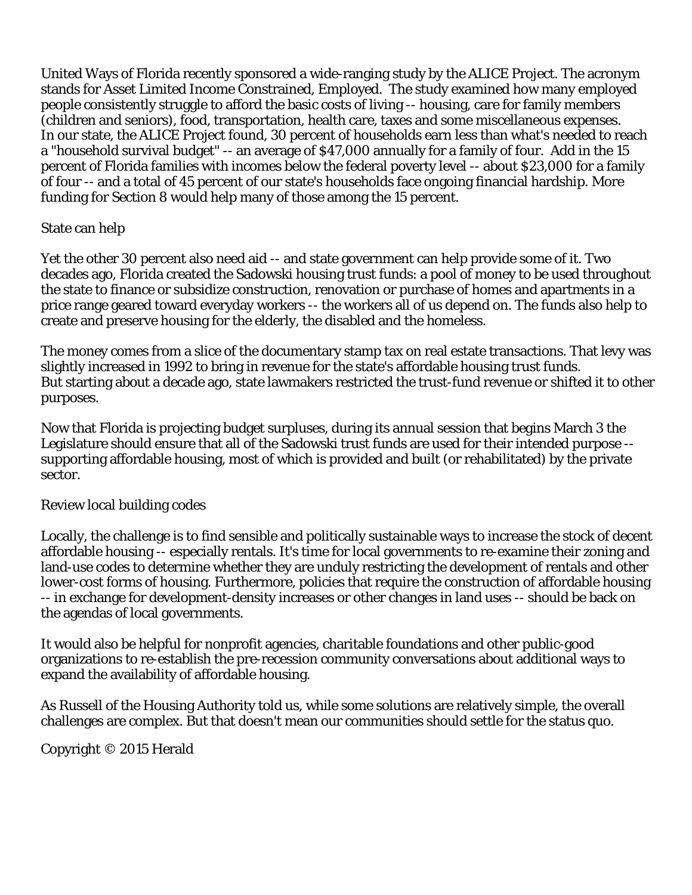United Ways of Florida recently sponsored a wide-ranging study by the ALICE Project. The acronym stands for Asset Limited Income Constrained, Employed. The study examined how many employed people consistently struggle to afford the basic costs of living -- housing, care for family members (children and seniors), food, transportation, health care, taxes and some miscellaneous expenses.
In our state, the ALICE Project found, 30 percent of households earn less than what's needed to reach a "household survival budget" -- an average of $47,000 annually for a family of four. Add in the 15 percent of Florida families with incomes below the federal poverty level -- about $23,000 for a family of four -- and a total of 45 percent of our state's households face ongoing financial hardship. More funding for Section 8 would help many of those among the 15 percent.

## State can help

Yet the other 30 percent also need aid -- and state government can help provide some of it. Two decades ago, Florida created the Sadowski housing trust funds: a pool of money to be used throughout the state to finance or subsidize construction, renovation or purchase of homes and apartments in a price range geared toward everyday workers -- the workers all of us depend on. The funds also help to create and preserve housing for the elderly, the disabled and the homeless.

The money comes from a slice of the documentary stamp tax on real estate transactions. That levy was slightly increased in 1992 to bring in revenue for the state's affordable housing trust funds.
But starting about a decade ago, state lawmakers restricted the trust-fund revenue or shifted it to other purposes.

Now that Florida is projecting budget surpluses, during its annual session that begins March 3 the Legislature should ensure that all of the Sadowski trust funds are used for their intended purpose -- supporting affordable housing, most of which is provided and built (or rehabilitated) by the private sector.

## Review local building codes

Locally, the challenge is to find sensible and politically sustainable ways to increase the stock of decent affordable housing -- especially rentals. It's time for local governments to re-examine their zoning and land-use codes to determine whether they are unduly restricting the development of rentals and other lower-cost forms of housing. Furthermore, policies that require the construction of affordable housing -- in exchange for development-density increases or other changes in land uses -- should be back on the agendas of local governments.

It would also be helpful for nonprofit agencies, charitable foundations and other public-good organizations to re-establish the pre-recession community conversations about additional ways to expand the availability of affordable housing.

As Russell of the Housing Authority told us, while some solutions are relatively simple, the overall challenges are complex. But that doesn't mean our communities should settle for the status quo.

Copyright © 2015 Herald